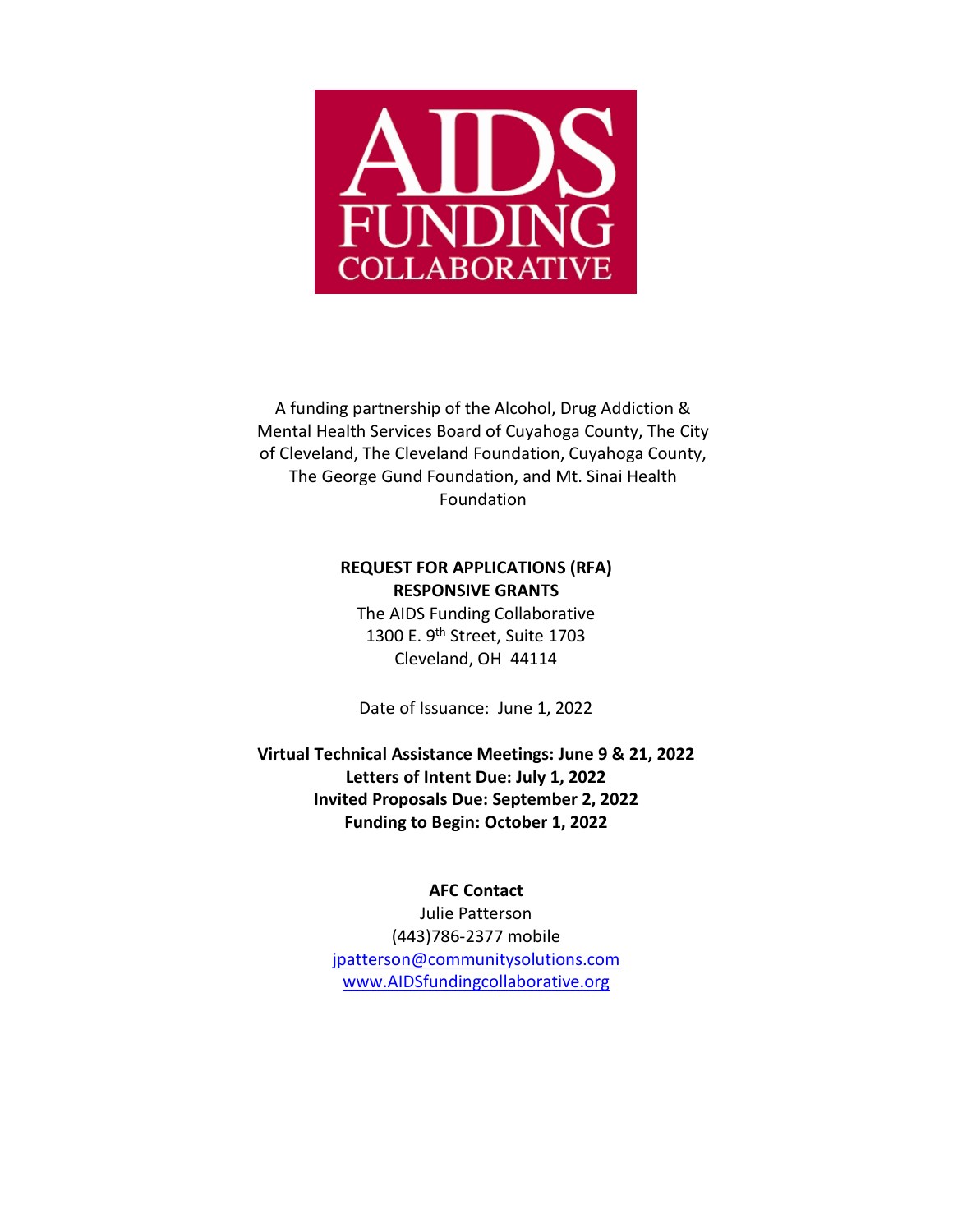# AIDS FUNDING COLLABORATIVE

A funding partnership of the Alcohol, Drug Addiction & Mental Health Services Board of Cuyahoga County, The City of Cleveland, The Cleveland Foundation, Cuyahoga County, The George Gund Foundation, and Mt. Sinai Health Foundation

**REQUEST FOR APPLICATIONS (RFA)**
**RESPONSIVE GRANTS**

The AIDS Funding Collaborative
1300 E. 9th Street, Suite 1703
Cleveland, OH 44114

Date of Issuance: June 1, 2022

**Virtual Technical Assistance Meetings: June 9 & 21, 2022**
**Letters of Intent Due: July 1, 2022**
**Invited Proposals Due: September 2, 2022**
**Funding to Begin: October 1, 2022**

**AFC Contact**
Julie Patterson
(443)786-2377 mobile
jpatterson@communitysolutions.com
www.AIDSfundingcollaborative.org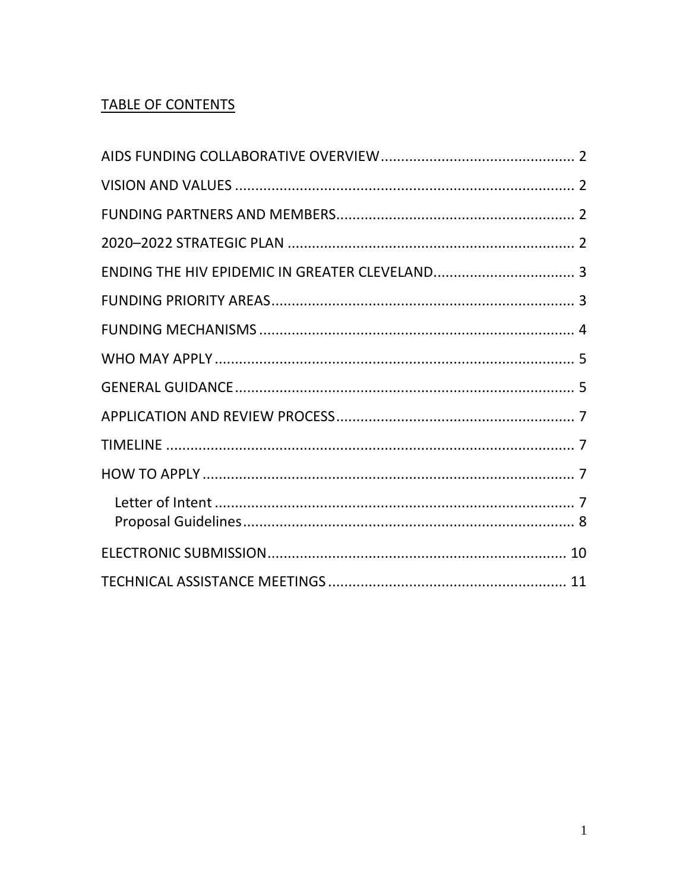## TABLE OF CONTENTS

- AIDS FUNDING COLLABORATIVE OVERVIEW ........ 2
- VISION AND VALUES ........ 2
- FUNDING PARTNERS AND MEMBERS ........ 2
- 2020–2022 STRATEGIC PLAN ........ 2
- ENDING THE HIV EPIDEMIC IN GREATER CLEVELAND ........ 3
- FUNDING PRIORITY AREAS ........ 3
- FUNDING MECHANISMS ........ 4
- WHO MAY APPLY ........ 5
- GENERAL GUIDANCE ........ 5
- APPLICATION AND REVIEW PROCESS ........ 7
- TIMELINE ........ 7
- HOW TO APPLY ........ 7
  - Letter of Intent ........ 7
  - Proposal Guidelines ........ 8
- ELECTRONIC SUBMISSION ........ 10
- TECHNICAL ASSISTANCE MEETINGS ........ 11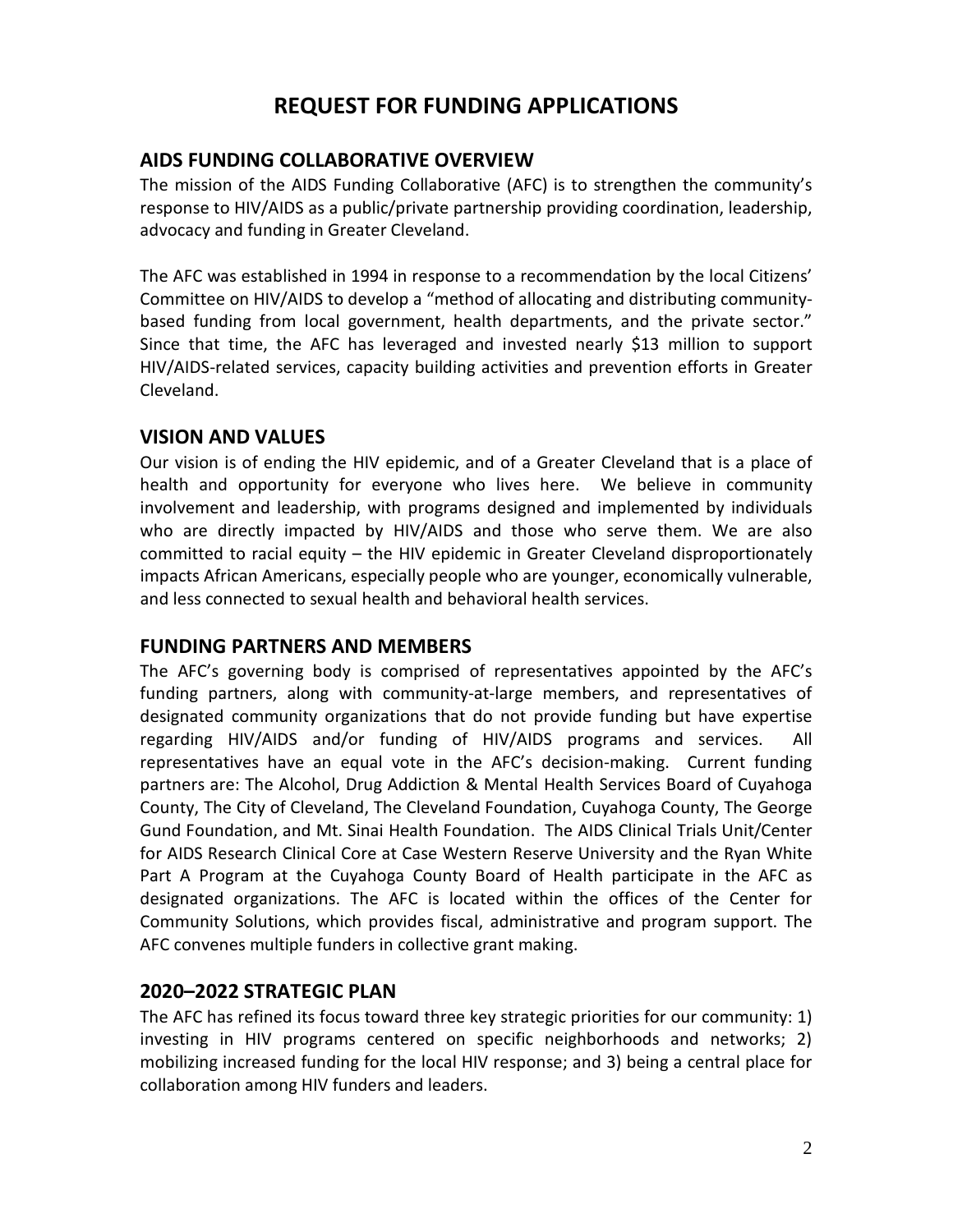# REQUEST FOR FUNDING APPLICATIONS

## AIDS FUNDING COLLABORATIVE OVERVIEW

The mission of the AIDS Funding Collaborative (AFC) is to strengthen the community's response to HIV/AIDS as a public/private partnership providing coordination, leadership, advocacy and funding in Greater Cleveland.

The AFC was established in 1994 in response to a recommendation by the local Citizens' Committee on HIV/AIDS to develop a "method of allocating and distributing community-based funding from local government, health departments, and the private sector." Since that time, the AFC has leveraged and invested nearly $13 million to support HIV/AIDS-related services, capacity building activities and prevention efforts in Greater Cleveland.

## VISION AND VALUES

Our vision is of ending the HIV epidemic, and of a Greater Cleveland that is a place of health and opportunity for everyone who lives here. We believe in community involvement and leadership, with programs designed and implemented by individuals who are directly impacted by HIV/AIDS and those who serve them. We are also committed to racial equity – the HIV epidemic in Greater Cleveland disproportionately impacts African Americans, especially people who are younger, economically vulnerable, and less connected to sexual health and behavioral health services.

## FUNDING PARTNERS AND MEMBERS

The AFC's governing body is comprised of representatives appointed by the AFC's funding partners, along with community-at-large members, and representatives of designated community organizations that do not provide funding but have expertise regarding HIV/AIDS and/or funding of HIV/AIDS programs and services. All representatives have an equal vote in the AFC's decision-making. Current funding partners are: The Alcohol, Drug Addiction & Mental Health Services Board of Cuyahoga County, The City of Cleveland, The Cleveland Foundation, Cuyahoga County, The George Gund Foundation, and Mt. Sinai Health Foundation. The AIDS Clinical Trials Unit/Center for AIDS Research Clinical Core at Case Western Reserve University and the Ryan White Part A Program at the Cuyahoga County Board of Health participate in the AFC as designated organizations. The AFC is located within the offices of the Center for Community Solutions, which provides fiscal, administrative and program support. The AFC convenes multiple funders in collective grant making.

## 2020–2022 STRATEGIC PLAN

The AFC has refined its focus toward three key strategic priorities for our community: 1) investing in HIV programs centered on specific neighborhoods and networks; 2) mobilizing increased funding for the local HIV response; and 3) being a central place for collaboration among HIV funders and leaders.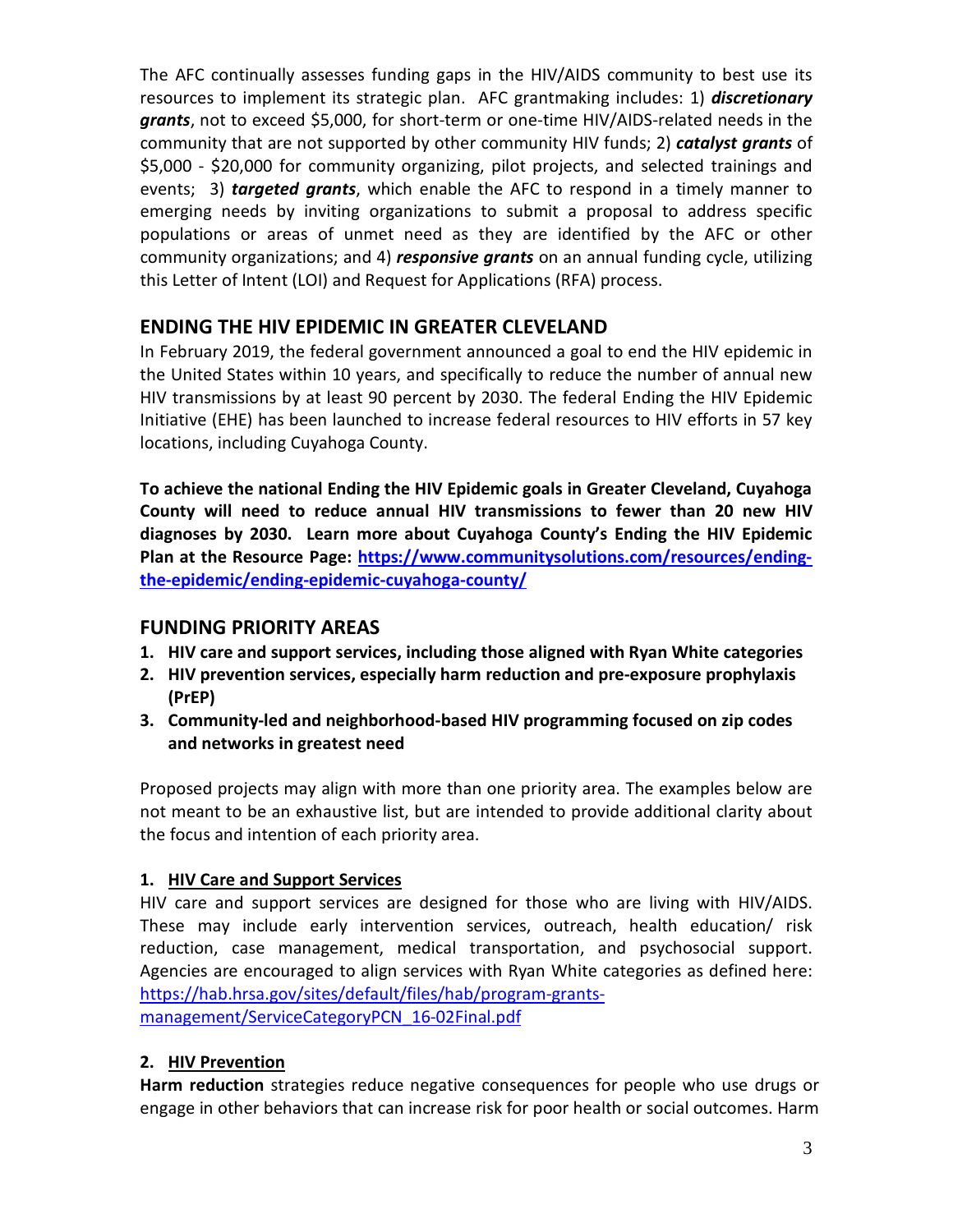The AFC continually assesses funding gaps in the HIV/AIDS community to best use its resources to implement its strategic plan. AFC grantmaking includes: 1) ***discretionary grants***, not to exceed $5,000, for short-term or one-time HIV/AIDS-related needs in the community that are not supported by other community HIV funds; 2) ***catalyst grants*** of $5,000 - $20,000 for community organizing, pilot projects, and selected trainings and events; 3) ***targeted grants***, which enable the AFC to respond in a timely manner to emerging needs by inviting organizations to submit a proposal to address specific populations or areas of unmet need as they are identified by the AFC or other community organizations; and 4) ***responsive grants*** on an annual funding cycle, utilizing this Letter of Intent (LOI) and Request for Applications (RFA) process.

## ENDING THE HIV EPIDEMIC IN GREATER CLEVELAND

In February 2019, the federal government announced a goal to end the HIV epidemic in the United States within 10 years, and specifically to reduce the number of annual new HIV transmissions by at least 90 percent by 2030. The federal Ending the HIV Epidemic Initiative (EHE) has been launched to increase federal resources to HIV efforts in 57 key locations, including Cuyahoga County.

**To achieve the national Ending the HIV Epidemic goals in Greater Cleveland, Cuyahoga County will need to reduce annual HIV transmissions to fewer than 20 new HIV diagnoses by 2030. Learn more about Cuyahoga County's Ending the HIV Epidemic Plan at the Resource Page: [https://www.communitysolutions.com/resources/ending-the-epidemic/ending-epidemic-cuyahoga-county/](https://www.communitysolutions.com/resources/ending-the-epidemic/ending-epidemic-cuyahoga-county/)**

## FUNDING PRIORITY AREAS

1. **HIV care and support services, including those aligned with Ryan White categories**
2. **HIV prevention services, especially harm reduction and pre-exposure prophylaxis (PrEP)**
3. **Community-led and neighborhood-based HIV programming focused on zip codes and networks in greatest need**

Proposed projects may align with more than one priority area. The examples below are not meant to be an exhaustive list, but are intended to provide additional clarity about the focus and intention of each priority area.

### 1. HIV Care and Support Services

HIV care and support services are designed for those who are living with HIV/AIDS. These may include early intervention services, outreach, health education/ risk reduction, case management, medical transportation, and psychosocial support. Agencies are encouraged to align services with Ryan White categories as defined here: [https://hab.hrsa.gov/sites/default/files/hab/program-grants-management/ServiceCategoryPCN_16-02Final.pdf](https://hab.hrsa.gov/sites/default/files/hab/program-grants-management/ServiceCategoryPCN_16-02Final.pdf)

### 2. HIV Prevention

**Harm reduction** strategies reduce negative consequences for people who use drugs or engage in other behaviors that can increase risk for poor health or social outcomes. Harm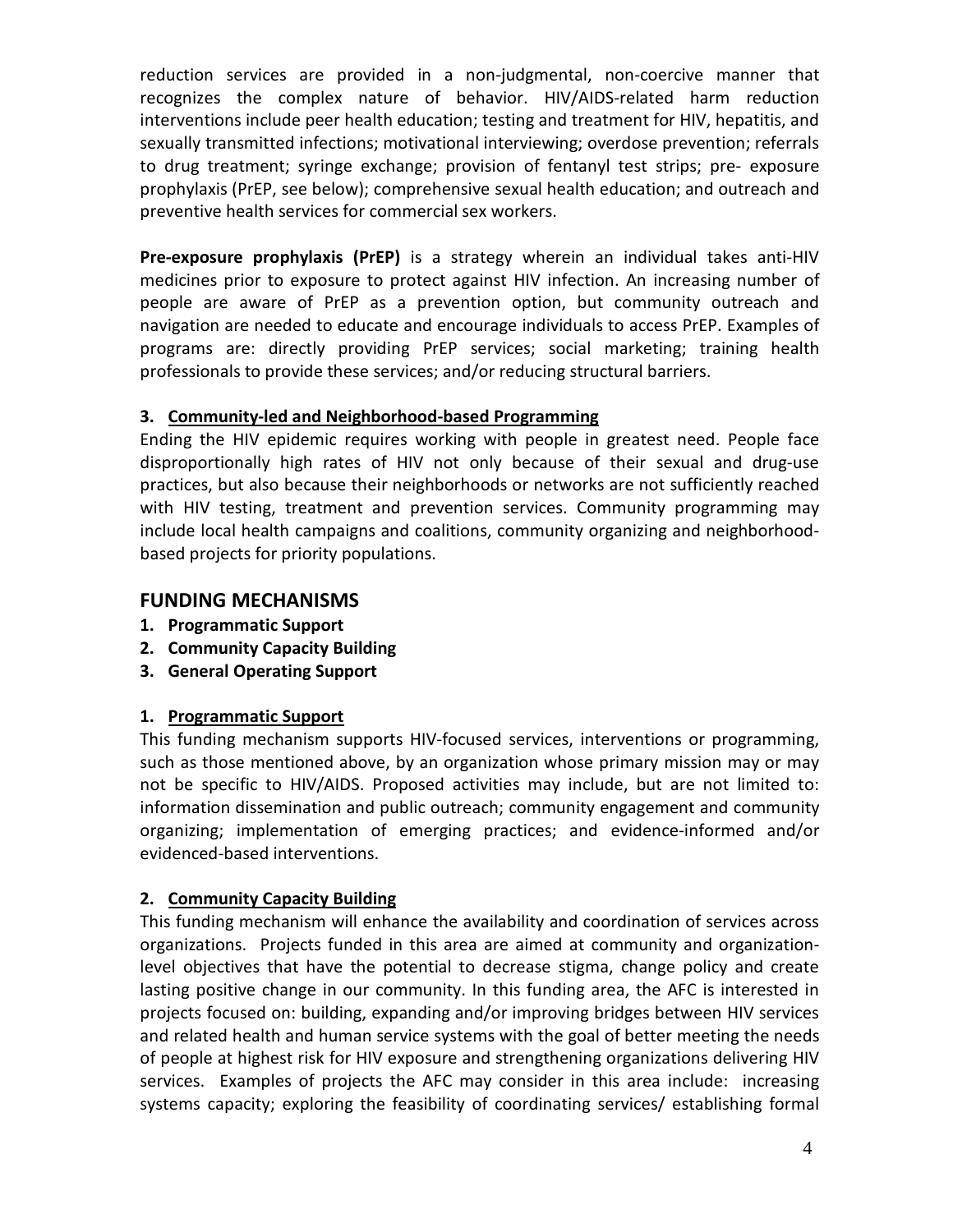reduction services are provided in a non-judgmental, non-coercive manner that recognizes the complex nature of behavior. HIV/AIDS-related harm reduction interventions include peer health education; testing and treatment for HIV, hepatitis, and sexually transmitted infections; motivational interviewing; overdose prevention; referrals to drug treatment; syringe exchange; provision of fentanyl test strips; pre- exposure prophylaxis (PrEP, see below); comprehensive sexual health education; and outreach and preventive health services for commercial sex workers.

**Pre-exposure prophylaxis (PrEP)** is a strategy wherein an individual takes anti-HIV medicines prior to exposure to protect against HIV infection. An increasing number of people are aware of PrEP as a prevention option, but community outreach and navigation are needed to educate and encourage individuals to access PrEP. Examples of programs are: directly providing PrEP services; social marketing; training health professionals to provide these services; and/or reducing structural barriers.

### 3. Community-led and Neighborhood-based Programming

Ending the HIV epidemic requires working with people in greatest need. People face disproportionally high rates of HIV not only because of their sexual and drug-use practices, but also because their neighborhoods or networks are not sufficiently reached with HIV testing, treatment and prevention services. Community programming may include local health campaigns and coalitions, community organizing and neighborhood-based projects for priority populations.

## FUNDING MECHANISMS

1. **Programmatic Support**
2. **Community Capacity Building**
3. **General Operating Support**

### 1. Programmatic Support

This funding mechanism supports HIV-focused services, interventions or programming, such as those mentioned above, by an organization whose primary mission may or may not be specific to HIV/AIDS. Proposed activities may include, but are not limited to: information dissemination and public outreach; community engagement and community organizing; implementation of emerging practices; and evidence-informed and/or evidenced-based interventions.

### 2. Community Capacity Building

This funding mechanism will enhance the availability and coordination of services across organizations. Projects funded in this area are aimed at community and organization-level objectives that have the potential to decrease stigma, change policy and create lasting positive change in our community. In this funding area, the AFC is interested in projects focused on: building, expanding and/or improving bridges between HIV services and related health and human service systems with the goal of better meeting the needs of people at highest risk for HIV exposure and strengthening organizations delivering HIV services. Examples of projects the AFC may consider in this area include: increasing systems capacity; exploring the feasibility of coordinating services/ establishing formal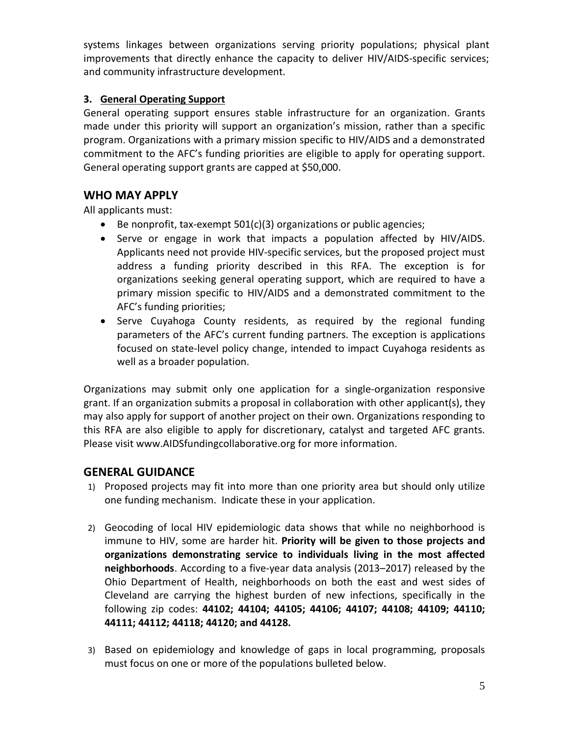systems linkages between organizations serving priority populations; physical plant improvements that directly enhance the capacity to deliver HIV/AIDS-specific services; and community infrastructure development.

**3. General Operating Support**

General operating support ensures stable infrastructure for an organization. Grants made under this priority will support an organization's mission, rather than a specific program. Organizations with a primary mission specific to HIV/AIDS and a demonstrated commitment to the AFC's funding priorities are eligible to apply for operating support. General operating support grants are capped at $50,000.

## WHO MAY APPLY

All applicants must:

- Be nonprofit, tax-exempt 501(c)(3) organizations or public agencies;
- Serve or engage in work that impacts a population affected by HIV/AIDS. Applicants need not provide HIV-specific services, but the proposed project must address a funding priority described in this RFA. The exception is for organizations seeking general operating support, which are required to have a primary mission specific to HIV/AIDS and a demonstrated commitment to the AFC's funding priorities;
- Serve Cuyahoga County residents, as required by the regional funding parameters of the AFC's current funding partners. The exception is applications focused on state-level policy change, intended to impact Cuyahoga residents as well as a broader population.

Organizations may submit only one application for a single-organization responsive grant. If an organization submits a proposal in collaboration with other applicant(s), they may also apply for support of another project on their own. Organizations responding to this RFA are also eligible to apply for discretionary, catalyst and targeted AFC grants. Please visit www.AIDSfundingcollaborative.org for more information.

## GENERAL GUIDANCE

1) Proposed projects may fit into more than one priority area but should only utilize one funding mechanism. Indicate these in your application.

2) Geocoding of local HIV epidemiologic data shows that while no neighborhood is immune to HIV, some are harder hit. **Priority will be given to those projects and organizations demonstrating service to individuals living in the most affected neighborhoods**. According to a five-year data analysis (2013–2017) released by the Ohio Department of Health, neighborhoods on both the east and west sides of Cleveland are carrying the highest burden of new infections, specifically in the following zip codes: **44102; 44104; 44105; 44106; 44107; 44108; 44109; 44110; 44111; 44112; 44118; 44120; and 44128.**

3) Based on epidemiology and knowledge of gaps in local programming, proposals must focus on one or more of the populations bulleted below.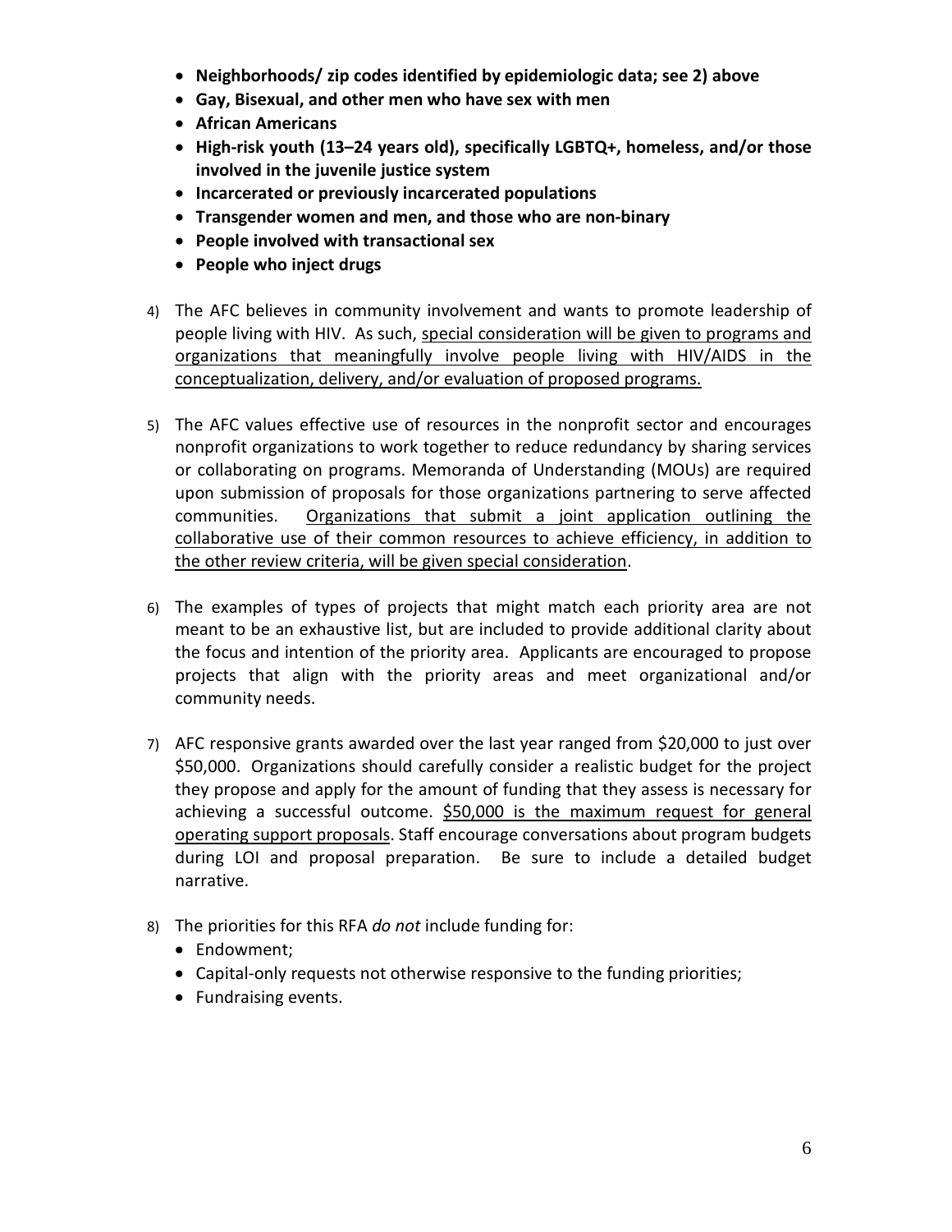- **Neighborhoods/ zip codes identified by epidemiologic data; see 2) above**
- **Gay, Bisexual, and other men who have sex with men**
- **African Americans**
- **High-risk youth (13–24 years old), specifically LGBTQ+, homeless, and/or those involved in the juvenile justice system**
- **Incarcerated or previously incarcerated populations**
- **Transgender women and men, and those who are non-binary**
- **People involved with transactional sex**
- **People who inject drugs**

4) The AFC believes in community involvement and wants to promote leadership of people living with HIV. As such, <u>special consideration will be given to programs and organizations that meaningfully involve people living with HIV/AIDS in the conceptualization, delivery, and/or evaluation of proposed programs.</u>

5) The AFC values effective use of resources in the nonprofit sector and encourages nonprofit organizations to work together to reduce redundancy by sharing services or collaborating on programs. Memoranda of Understanding (MOUs) are required upon submission of proposals for those organizations partnering to serve affected communities. <u>Organizations that submit a joint application outlining the collaborative use of their common resources to achieve efficiency, in addition to the other review criteria, will be given special consideration</u>.

6) The examples of types of projects that might match each priority area are not meant to be an exhaustive list, but are included to provide additional clarity about the focus and intention of the priority area. Applicants are encouraged to propose projects that align with the priority areas and meet organizational and/or community needs.

7) AFC responsive grants awarded over the last year ranged from $20,000 to just over $50,000. Organizations should carefully consider a realistic budget for the project they propose and apply for the amount of funding that they assess is necessary for achieving a successful outcome. <u>$50,000 is the maximum request for general operating support proposals</u>. Staff encourage conversations about program budgets during LOI and proposal preparation. Be sure to include a detailed budget narrative.

8) The priorities for this RFA *do not* include funding for:
   - Endowment;
   - Capital-only requests not otherwise responsive to the funding priorities;
   - Fundraising events.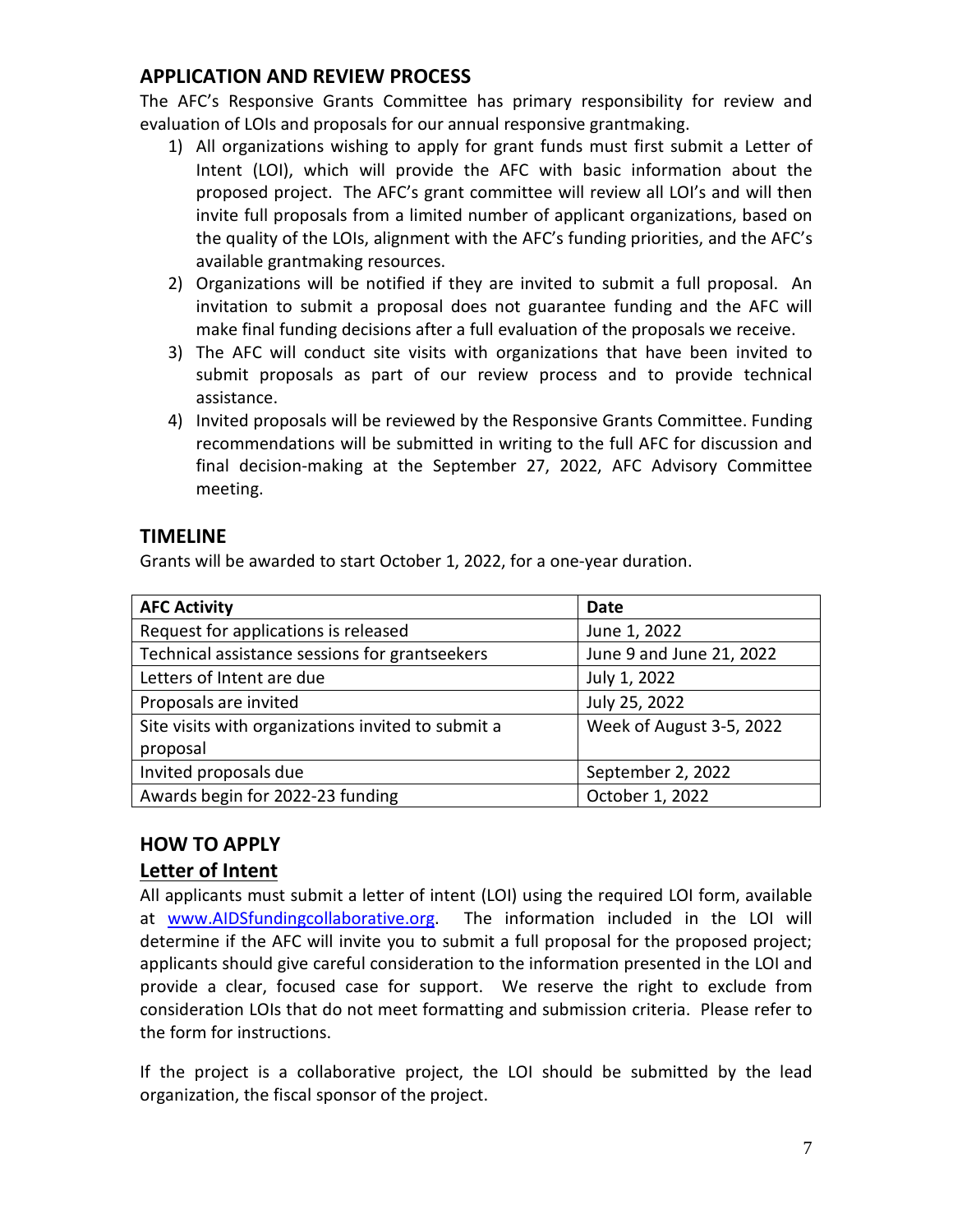## APPLICATION AND REVIEW PROCESS

The AFC's Responsive Grants Committee has primary responsibility for review and evaluation of LOIs and proposals for our annual responsive grantmaking.

1) All organizations wishing to apply for grant funds must first submit a Letter of Intent (LOI), which will provide the AFC with basic information about the proposed project. The AFC's grant committee will review all LOI's and will then invite full proposals from a limited number of applicant organizations, based on the quality of the LOIs, alignment with the AFC's funding priorities, and the AFC's available grantmaking resources.
2) Organizations will be notified if they are invited to submit a full proposal. An invitation to submit a proposal does not guarantee funding and the AFC will make final funding decisions after a full evaluation of the proposals we receive.
3) The AFC will conduct site visits with organizations that have been invited to submit proposals as part of our review process and to provide technical assistance.
4) Invited proposals will be reviewed by the Responsive Grants Committee. Funding recommendations will be submitted in writing to the full AFC for discussion and final decision-making at the September 27, 2022, AFC Advisory Committee meeting.

## TIMELINE

Grants will be awarded to start October 1, 2022, for a one-year duration.

| AFC Activity | Date |
|---|---|
| Request for applications is released | June 1, 2022 |
| Technical assistance sessions for grantseekers | June 9 and June 21, 2022 |
| Letters of Intent are due | July 1, 2022 |
| Proposals are invited | July 25, 2022 |
| Site visits with organizations invited to submit a proposal | Week of August 3-5, 2022 |
| Invited proposals due | September 2, 2022 |
| Awards begin for 2022-23 funding | October 1, 2022 |

## HOW TO APPLY

### Letter of Intent

All applicants must submit a letter of intent (LOI) using the required LOI form, available at www.AIDSfundingcollaborative.org. The information included in the LOI will determine if the AFC will invite you to submit a full proposal for the proposed project; applicants should give careful consideration to the information presented in the LOI and provide a clear, focused case for support. We reserve the right to exclude from consideration LOIs that do not meet formatting and submission criteria. Please refer to the form for instructions.

If the project is a collaborative project, the LOI should be submitted by the lead organization, the fiscal sponsor of the project.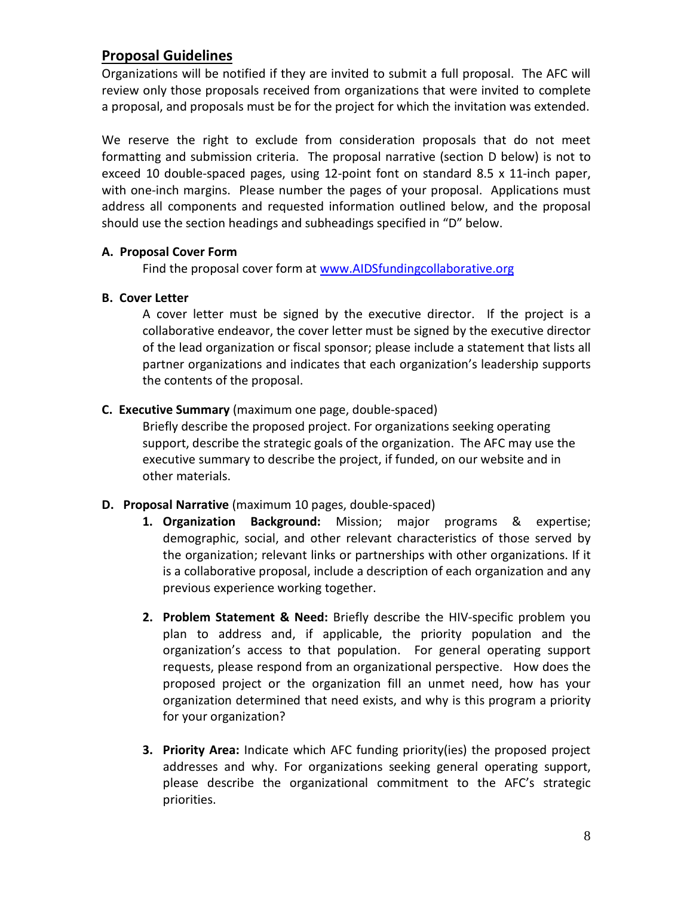## Proposal Guidelines

Organizations will be notified if they are invited to submit a full proposal. The AFC will review only those proposals received from organizations that were invited to complete a proposal, and proposals must be for the project for which the invitation was extended.

We reserve the right to exclude from consideration proposals that do not meet formatting and submission criteria. The proposal narrative (section D below) is not to exceed 10 double-spaced pages, using 12-point font on standard 8.5 x 11-inch paper, with one-inch margins. Please number the pages of your proposal. Applications must address all components and requested information outlined below, and the proposal should use the section headings and subheadings specified in "D" below.

**A. Proposal Cover Form**

Find the proposal cover form at [www.AIDSfundingcollaborative.org](http://www.AIDSfundingcollaborative.org)

**B. Cover Letter**

A cover letter must be signed by the executive director. If the project is a collaborative endeavor, the cover letter must be signed by the executive director of the lead organization or fiscal sponsor; please include a statement that lists all partner organizations and indicates that each organization's leadership supports the contents of the proposal.

**C. Executive Summary** (maximum one page, double-spaced)

Briefly describe the proposed project. For organizations seeking operating support, describe the strategic goals of the organization. The AFC may use the executive summary to describe the project, if funded, on our website and in other materials.

**D. Proposal Narrative** (maximum 10 pages, double-spaced)

1. **Organization Background:** Mission; major programs & expertise; demographic, social, and other relevant characteristics of those served by the organization; relevant links or partnerships with other organizations. If it is a collaborative proposal, include a description of each organization and any previous experience working together.

2. **Problem Statement & Need:** Briefly describe the HIV-specific problem you plan to address and, if applicable, the priority population and the organization's access to that population. For general operating support requests, please respond from an organizational perspective. How does the proposed project or the organization fill an unmet need, how has your organization determined that need exists, and why is this program a priority for your organization?

3. **Priority Area:** Indicate which AFC funding priority(ies) the proposed project addresses and why. For organizations seeking general operating support, please describe the organizational commitment to the AFC's strategic priorities.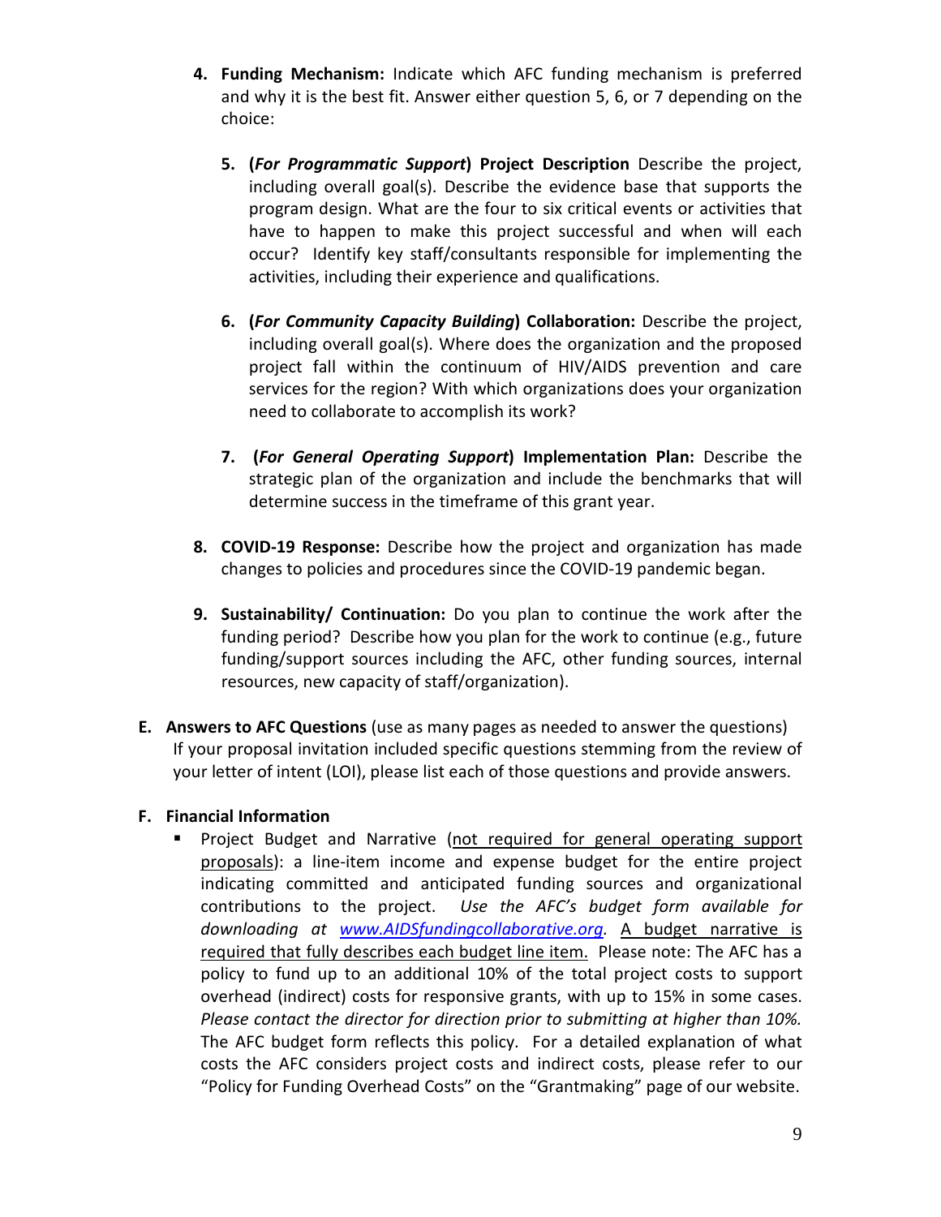4. **Funding Mechanism:** Indicate which AFC funding mechanism is preferred and why it is the best fit. Answer either question 5, 6, or 7 depending on the choice:

    5. **(*For Programmatic Support*) Project Description** Describe the project, including overall goal(s). Describe the evidence base that supports the program design. What are the four to six critical events or activities that have to happen to make this project successful and when will each occur? Identify key staff/consultants responsible for implementing the activities, including their experience and qualifications.

    6. **(*For Community Capacity Building*) Collaboration:** Describe the project, including overall goal(s). Where does the organization and the proposed project fall within the continuum of HIV/AIDS prevention and care services for the region? With which organizations does your organization need to collaborate to accomplish its work?

    7. **(*For General Operating Support*) Implementation Plan:** Describe the strategic plan of the organization and include the benchmarks that will determine success in the timeframe of this grant year.

8. **COVID-19 Response:** Describe how the project and organization has made changes to policies and procedures since the COVID-19 pandemic began.

9. **Sustainability/ Continuation:** Do you plan to continue the work after the funding period? Describe how you plan for the work to continue (e.g., future funding/support sources including the AFC, other funding sources, internal resources, new capacity of staff/organization).

**E. Answers to AFC Questions** (use as many pages as needed to answer the questions)
If your proposal invitation included specific questions stemming from the review of your letter of intent (LOI), please list each of those questions and provide answers.

**F. Financial Information**

- Project Budget and Narrative (<u>not required for general operating support proposals</u>): a line-item income and expense budget for the entire project indicating committed and anticipated funding sources and organizational contributions to the project. *Use the AFC's budget form available for downloading at [www.AIDSfundingcollaborative.org](http://www.AIDSfundingcollaborative.org).* <u>A budget narrative is required that fully describes each budget line item.</u> Please note: The AFC has a policy to fund up to an additional 10% of the total project costs to support overhead (indirect) costs for responsive grants, with up to 15% in some cases. *Please contact the director for direction prior to submitting at higher than 10%.* The AFC budget form reflects this policy. For a detailed explanation of what costs the AFC considers project costs and indirect costs, please refer to our "Policy for Funding Overhead Costs" on the "Grantmaking" page of our website.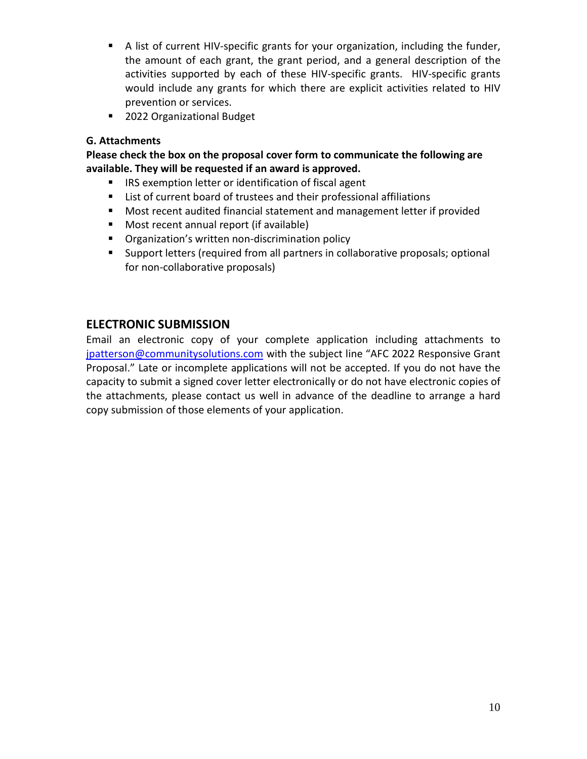- A list of current HIV-specific grants for your organization, including the funder, the amount of each grant, the grant period, and a general description of the activities supported by each of these HIV-specific grants. HIV-specific grants would include any grants for which there are explicit activities related to HIV prevention or services.
- 2022 Organizational Budget

**G. Attachments**

**Please check the box on the proposal cover form to communicate the following are available. They will be requested if an award is approved.**

- IRS exemption letter or identification of fiscal agent
- List of current board of trustees and their professional affiliations
- Most recent audited financial statement and management letter if provided
- Most recent annual report (if available)
- Organization's written non-discrimination policy
- Support letters (required from all partners in collaborative proposals; optional for non-collaborative proposals)

## ELECTRONIC SUBMISSION

Email an electronic copy of your complete application including attachments to jpatterson@communitysolutions.com with the subject line "AFC 2022 Responsive Grant Proposal." Late or incomplete applications will not be accepted. If you do not have the capacity to submit a signed cover letter electronically or do not have electronic copies of the attachments, please contact us well in advance of the deadline to arrange a hard copy submission of those elements of your application.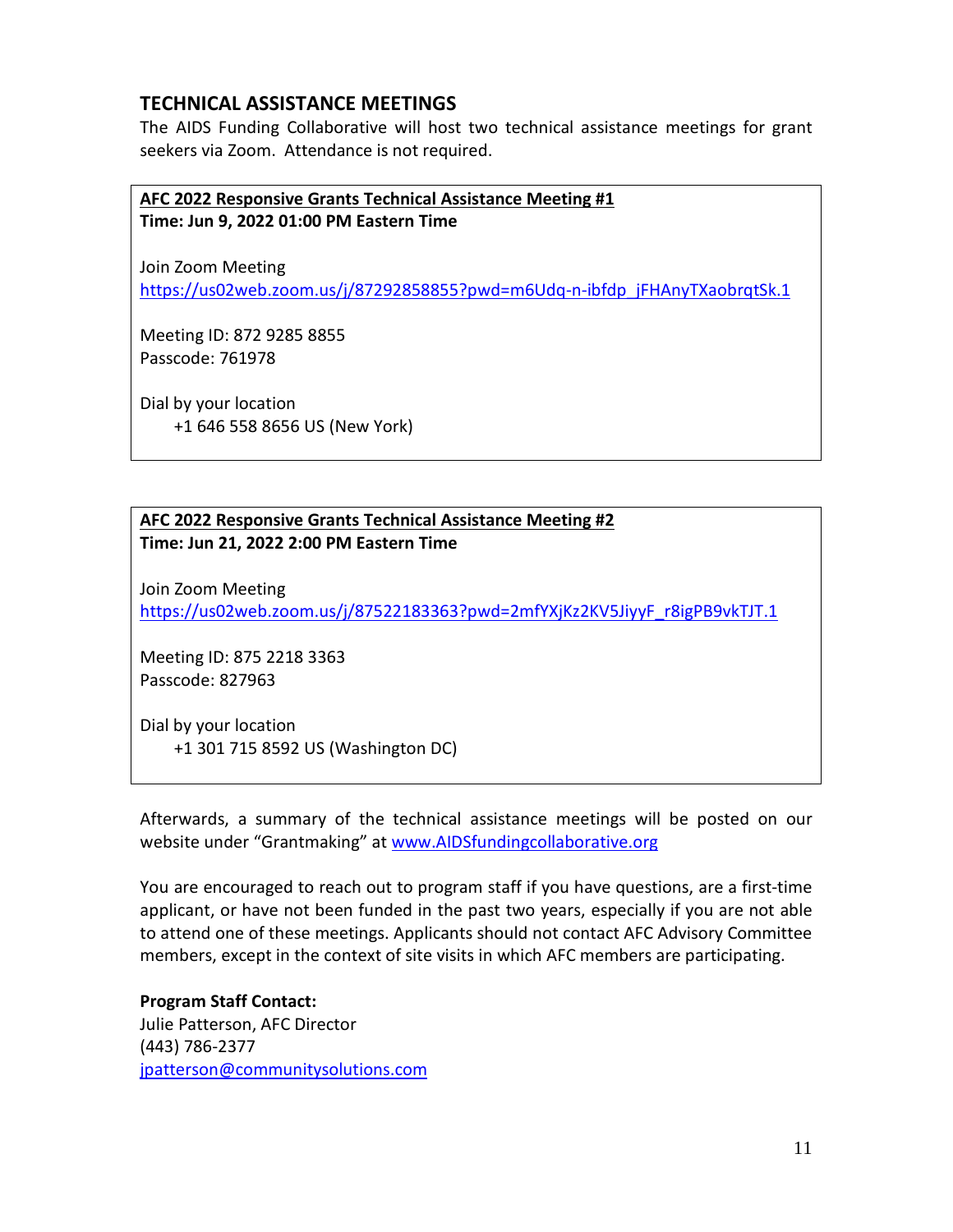## TECHNICAL ASSISTANCE MEETINGS

The AIDS Funding Collaborative will host two technical assistance meetings for grant seekers via Zoom. Attendance is not required.

**AFC 2022 Responsive Grants Technical Assistance Meeting #1**
**Time: Jun 9, 2022 01:00 PM Eastern Time**

Join Zoom Meeting
https://us02web.zoom.us/j/87292858855?pwd=m6Udq-n-ibfdp_jFHAnyTXaobrqtSk.1

Meeting ID: 872 9285 8855
Passcode: 761978

Dial by your location
+1 646 558 8656 US (New York)

**AFC 2022 Responsive Grants Technical Assistance Meeting #2**
**Time: Jun 21, 2022 2:00 PM Eastern Time**

Join Zoom Meeting
https://us02web.zoom.us/j/87522183363?pwd=2mfYXjKz2KV5JiyyF_r8igPB9vkTJT.1

Meeting ID: 875 2218 3363
Passcode: 827963

Dial by your location
+1 301 715 8592 US (Washington DC)

Afterwards, a summary of the technical assistance meetings will be posted on our website under "Grantmaking" at www.AIDSfundingcollaborative.org

You are encouraged to reach out to program staff if you have questions, are a first-time applicant, or have not been funded in the past two years, especially if you are not able to attend one of these meetings. Applicants should not contact AFC Advisory Committee members, except in the context of site visits in which AFC members are participating.

**Program Staff Contact:**
Julie Patterson, AFC Director
(443) 786-2377
jpatterson@communitysolutions.com